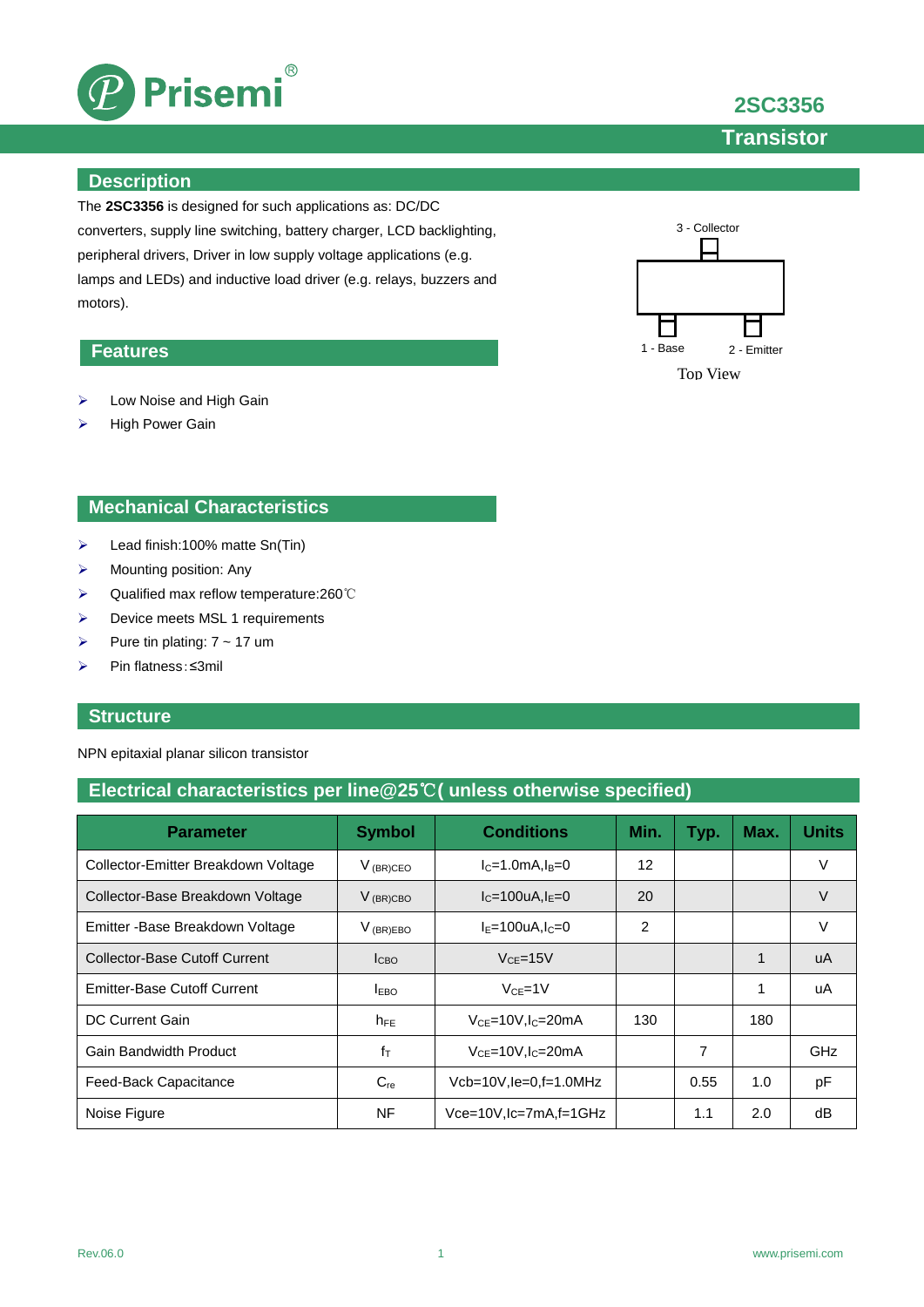# 2SC3356

## Transistor

## Description

The **2SC3356** is designed for such applications as: DC/DC converters, supply line switching, battery charger, LCD backlighting, peripheral drivers, Driver in low supply voltage applications (e.g. lamps and LEDs) and inductive load driver (e.g. relays, buzzers and motors).

3 - Collector

1 - Base    2 - Emitter

Top View

## Features

- Low Noise and High Gain
- High Power Gain

## Mechanical Characteristics

- Lead finish:100% matte Sn(Tin)
- Mounting position: Any
- Qualified max reflow temperature:260℃
- Device meets MSL 1 requirements
- Pure tin plating: 7 ~ 17 um
- Pin flatness:≤3mil

## Structure

NPN epitaxial planar silicon transistor

## Electrical characteristics per line@25℃( unless otherwise specified)

| Parameter | Symbol | Conditions | Min. | Typ. | Max. | Units |
|---|---|---|---|---|---|---|
| Collector-Emitter Breakdown Voltage | $V_{(BR)CEO}$ | $I_C$=1.0mA,$I_B$=0 | 12 | | | V |
| Collector-Base Breakdown Voltage | $V_{(BR)CBO}$ | $I_C$=100uA,$I_E$=0 | 20 | | | V |
| Emitter -Base Breakdown Voltage | $V_{(BR)EBO}$ | $I_E$=100uA,$I_C$=0 | 2 | | | V |
| Collector-Base Cutoff Current | $I_{CBO}$ | $V_{CE}$=15V | | | 1 | uA |
| Emitter-Base Cutoff Current | $I_{EBO}$ | $V_{CE}$=1V | | | 1 | uA |
| DC Current Gain | $h_{FE}$ | $V_{CE}$=10V,$I_C$=20mA | 130 | | 180 | |
| Gain Bandwidth Product | $f_T$ | $V_{CE}$=10V,$I_C$=20mA | | 7 | | GHz |
| Feed-Back Capacitance | $C_{re}$ | Vcb=10V,Ie=0,f=1.0MHz | | 0.55 | 1.0 | pF |
| Noise Figure | NF | Vce=10V,Ic=7mA,f=1GHz | | 1.1 | 2.0 | dB |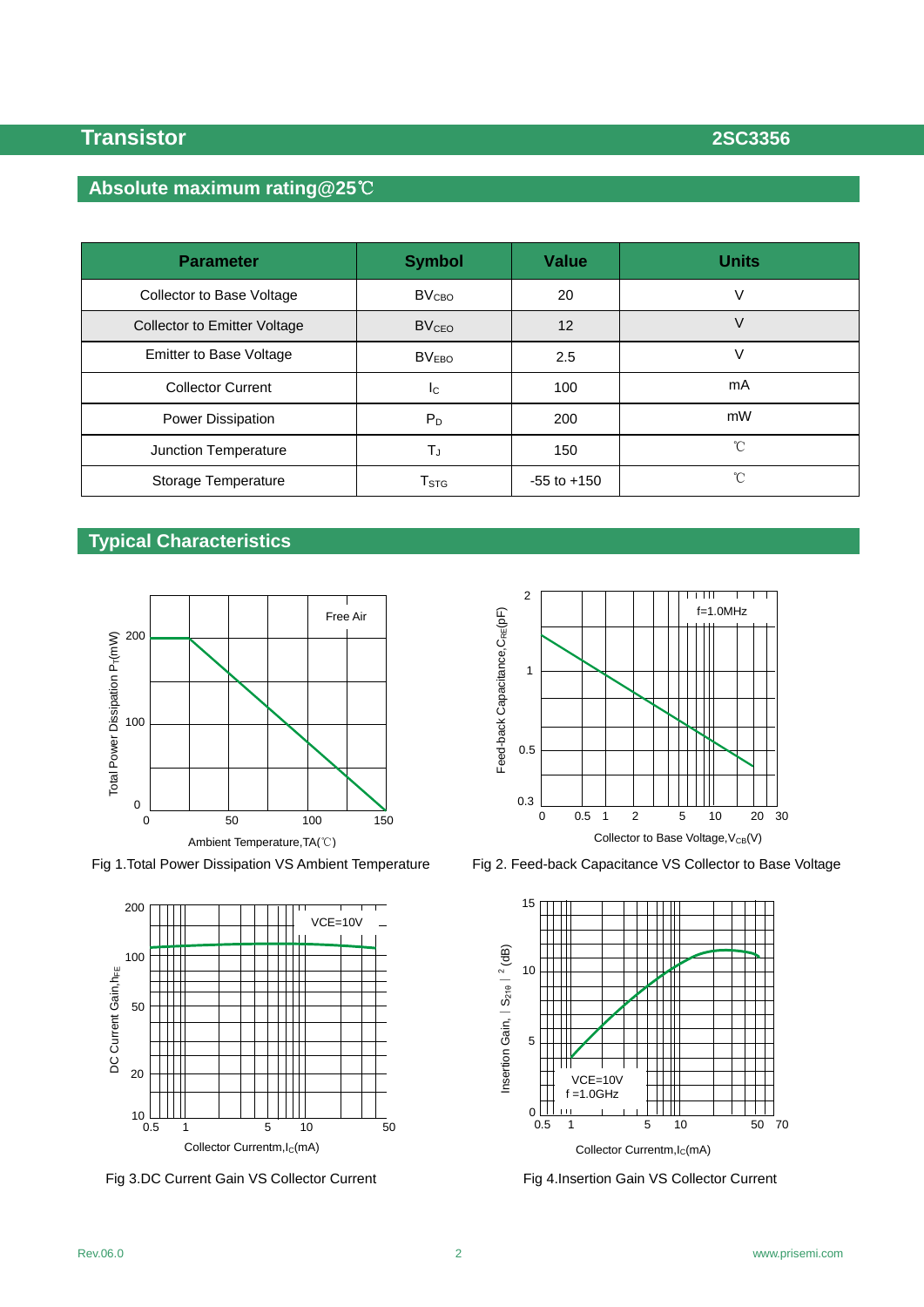## Absolute maximum rating@25℃

| Parameter | Symbol | Value | Units |
|---|---|---|---|
| Collector to Base Voltage | $BV_{CBO}$ | 20 | V |
| Collector to Emitter Voltage | $BV_{CEO}$ | 12 | V |
| Emitter to Base Voltage | $BV_{EBO}$ | 2.5 | V |
| Collector Current | $I_C$ | 100 | mA |
| Power Dissipation | $P_D$ | 200 | mW |
| Junction Temperature | $T_J$ | 150 | ℃ |
| Storage Temperature | $T_{STG}$ | -55 to +150 | ℃ |

## Typical Characteristics

Fig 1.Total Power Dissipation VS Ambient Temperature

Fig 2. Feed-back Capacitance VS Collector to Base Voltage

Fig 3.DC Current Gain VS Collector Current

Fig 4.Insertion Gain VS Collector Current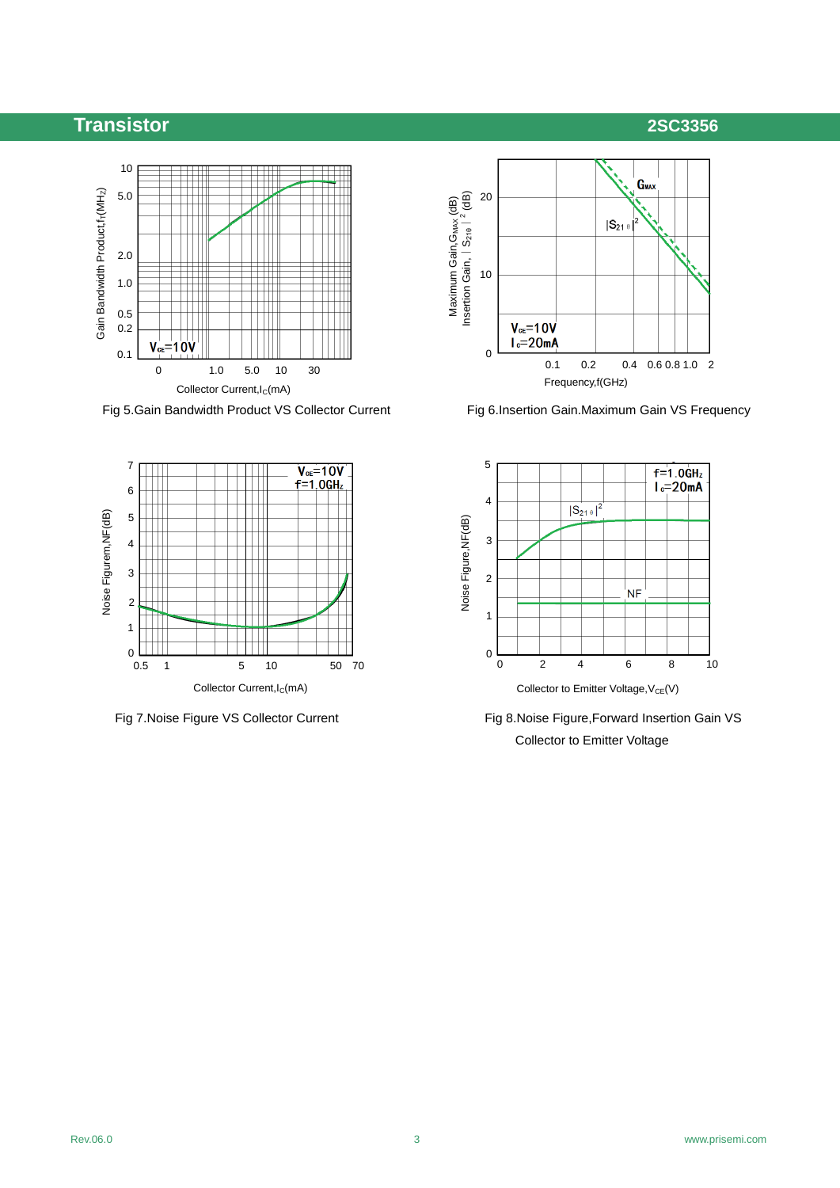Fig 5.Gain Bandwidth Product VS Collector Current

Fig 6.Insertion Gain.Maximum Gain VS Frequency

Fig 7.Noise Figure VS Collector Current

Fig 8.Noise Figure,Forward Insertion Gain VS Collector to Emitter Voltage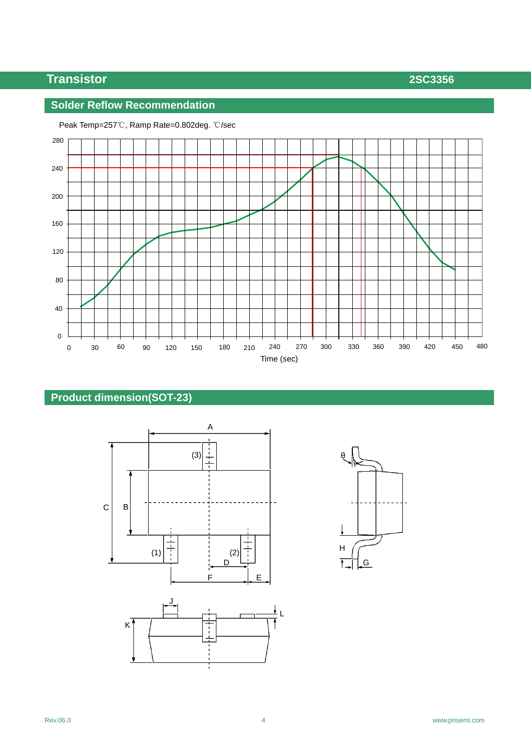## Solder Reflow Recommendation

Peak Temp=257℃, Ramp Rate=0.802deg. ℃/sec

Time (sec)

## Product dimension(SOT-23)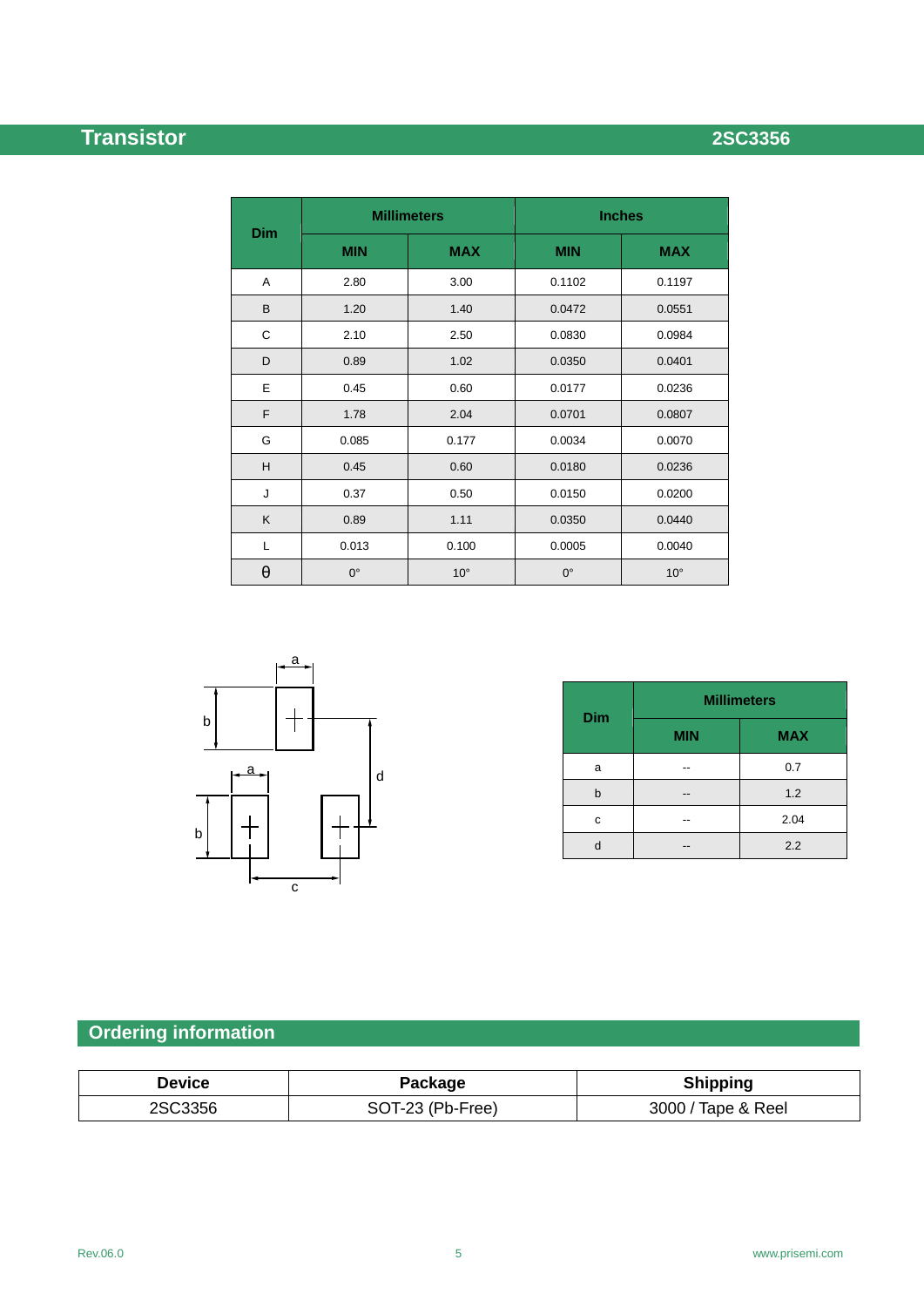| Dim | Millimeters | | Inches | |
|---|---|---|---|---|
| | MIN | MAX | MIN | MAX |
| A | 2.80 | 3.00 | 0.1102 | 0.1197 |
| B | 1.20 | 1.40 | 0.0472 | 0.0551 |
| C | 2.10 | 2.50 | 0.0830 | 0.0984 |
| D | 0.89 | 1.02 | 0.0350 | 0.0401 |
| E | 0.45 | 0.60 | 0.0177 | 0.0236 |
| F | 1.78 | 2.04 | 0.0701 | 0.0807 |
| G | 0.085 | 0.177 | 0.0034 | 0.0070 |
| H | 0.45 | 0.60 | 0.0180 | 0.0236 |
| J | 0.37 | 0.50 | 0.0150 | 0.0200 |
| K | 0.89 | 1.11 | 0.0350 | 0.0440 |
| L | 0.013 | 0.100 | 0.0005 | 0.0040 |
| θ | 0° | 10° | 0° | 10° |

| Dim | Millimeters | |
|---|---|---|
| | MIN | MAX |
| a | -- | 0.7 |
| b | -- | 1.2 |
| c | -- | 2.04 |
| d | -- | 2.2 |

## Ordering information

| Device | Package | Shipping |
|---|---|---|
| 2SC3356 | SOT-23 (Pb-Free) | 3000 / Tape & Reel |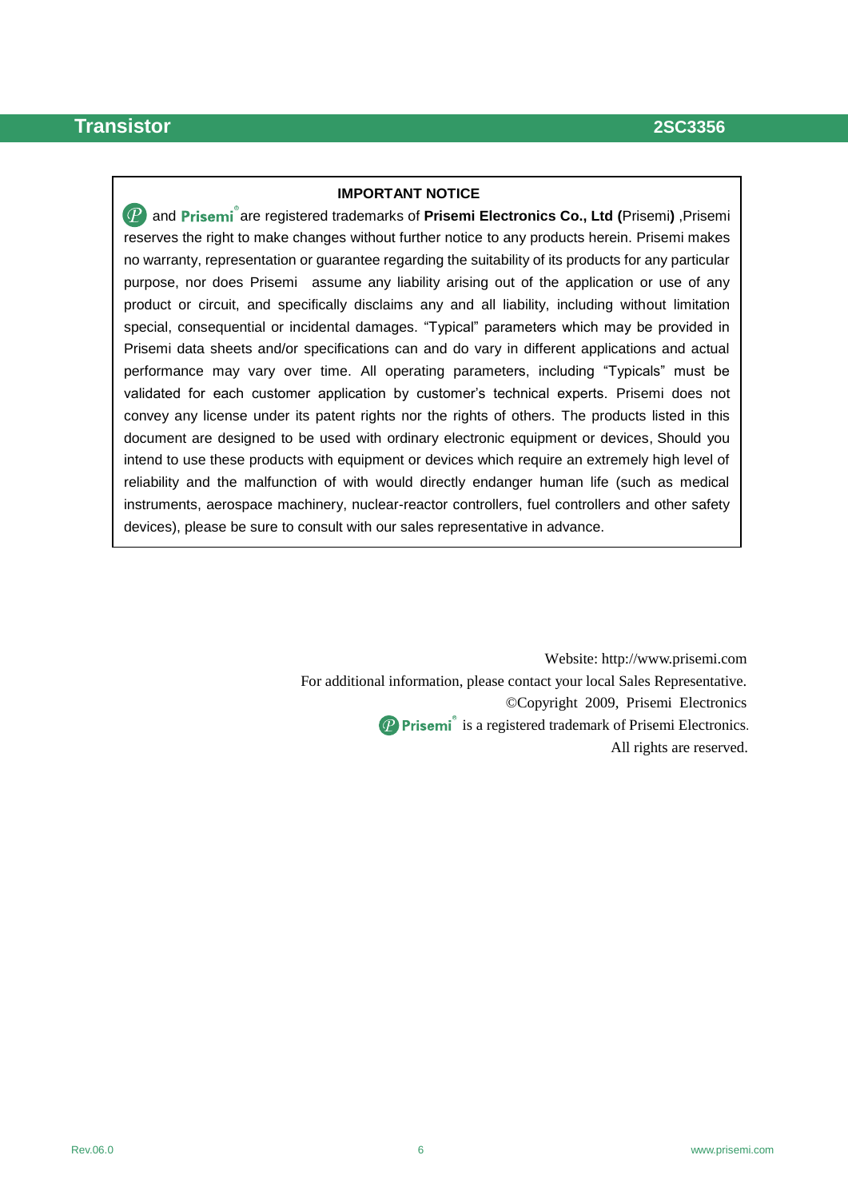## IMPORTANT NOTICE

and **Prisemi**® are registered trademarks of **Prisemi Electronics Co., Ltd (**Prisemi**)** ,Prisemi reserves the right to make changes without further notice to any products herein. Prisemi makes no warranty, representation or guarantee regarding the suitability of its products for any particular purpose, nor does Prisemi assume any liability arising out of the application or use of any product or circuit, and specifically disclaims any and all liability, including without limitation special, consequential or incidental damages. "Typical" parameters which may be provided in Prisemi data sheets and/or specifications can and do vary in different applications and actual performance may vary over time. All operating parameters, including "Typicals" must be validated for each customer application by customer's technical experts. Prisemi does not convey any license under its patent rights nor the rights of others. The products listed in this document are designed to be used with ordinary electronic equipment or devices, Should you intend to use these products with equipment or devices which require an extremely high level of reliability and the malfunction of with would directly endanger human life (such as medical instruments, aerospace machinery, nuclear-reactor controllers, fuel controllers and other safety devices), please be sure to consult with our sales representative in advance.

Website: http://www.prisemi.com
For additional information, please contact your local Sales Representative.
©Copyright 2009, Prisemi Electronics
Prisemi® is a registered trademark of Prisemi Electronics.
All rights are reserved.